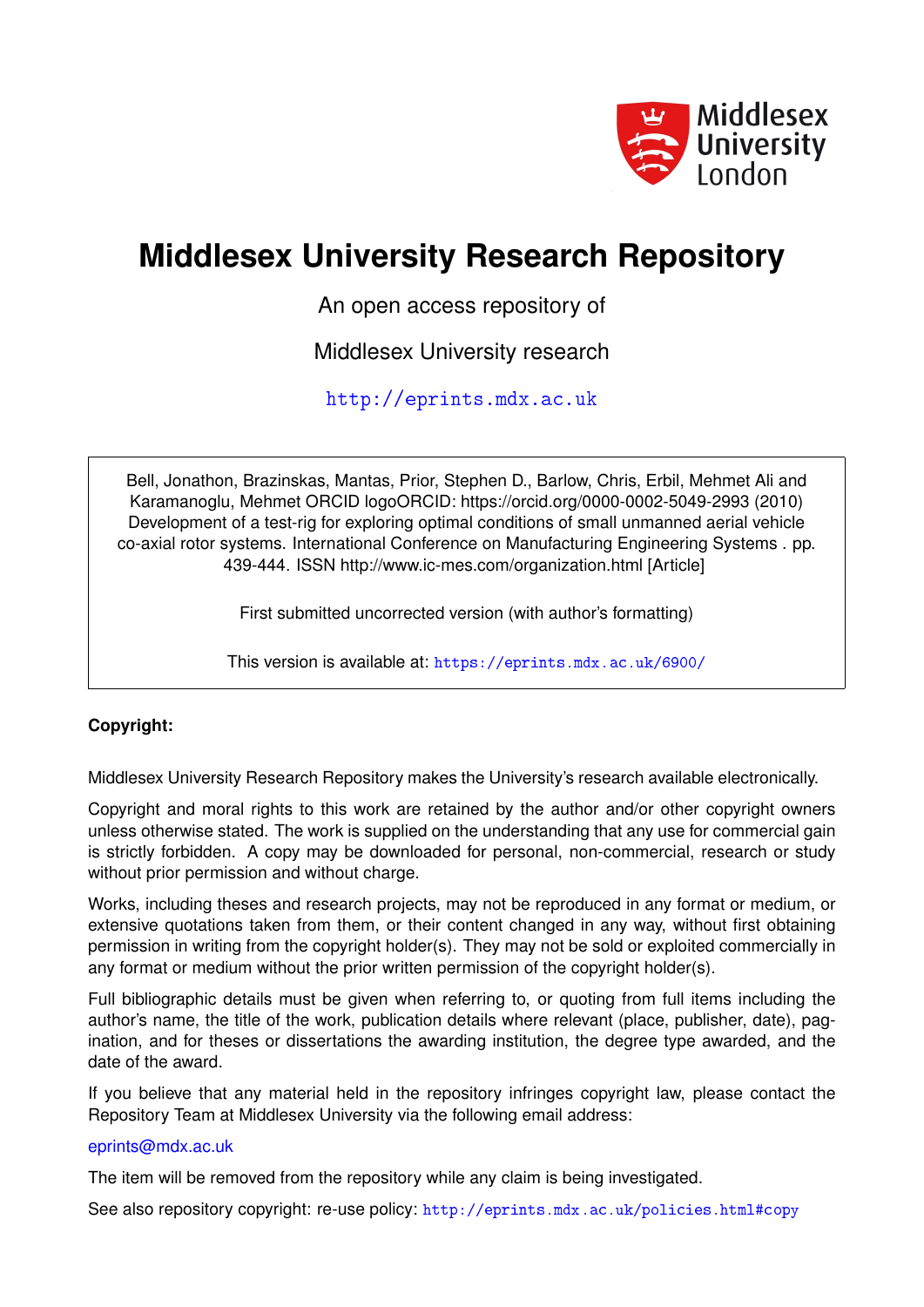Middlesex University London

# Middlesex University Research Repository

An open access repository of

Middlesex University research

http://eprints.mdx.ac.uk

Bell, Jonathon, Brazinskas, Mantas, Prior, Stephen D., Barlow, Chris, Erbil, Mehmet Ali and Karamanoglu, Mehmet ORCID logoORCID: https://orcid.org/0000-0002-5049-2993 (2010) Development of a test-rig for exploring optimal conditions of small unmanned aerial vehicle co-axial rotor systems. International Conference on Manufacturing Engineering Systems . pp. 439-444. ISSN http://www.ic-mes.com/organization.html [Article]

First submitted uncorrected version (with author's formatting)

This version is available at: https://eprints.mdx.ac.uk/6900/

**Copyright:**

Middlesex University Research Repository makes the University's research available electronically.

Copyright and moral rights to this work are retained by the author and/or other copyright owners unless otherwise stated. The work is supplied on the understanding that any use for commercial gain is strictly forbidden. A copy may be downloaded for personal, non-commercial, research or study without prior permission and without charge.

Works, including theses and research projects, may not be reproduced in any format or medium, or extensive quotations taken from them, or their content changed in any way, without first obtaining permission in writing from the copyright holder(s). They may not be sold or exploited commercially in any format or medium without the prior written permission of the copyright holder(s).

Full bibliographic details must be given when referring to, or quoting from full items including the author's name, the title of the work, publication details where relevant (place, publisher, date), pagination, and for theses or dissertations the awarding institution, the degree type awarded, and the date of the award.

If you believe that any material held in the repository infringes copyright law, please contact the Repository Team at Middlesex University via the following email address:

eprints@mdx.ac.uk

The item will be removed from the repository while any claim is being investigated.

See also repository copyright: re-use policy: http://eprints.mdx.ac.uk/policies.html#copy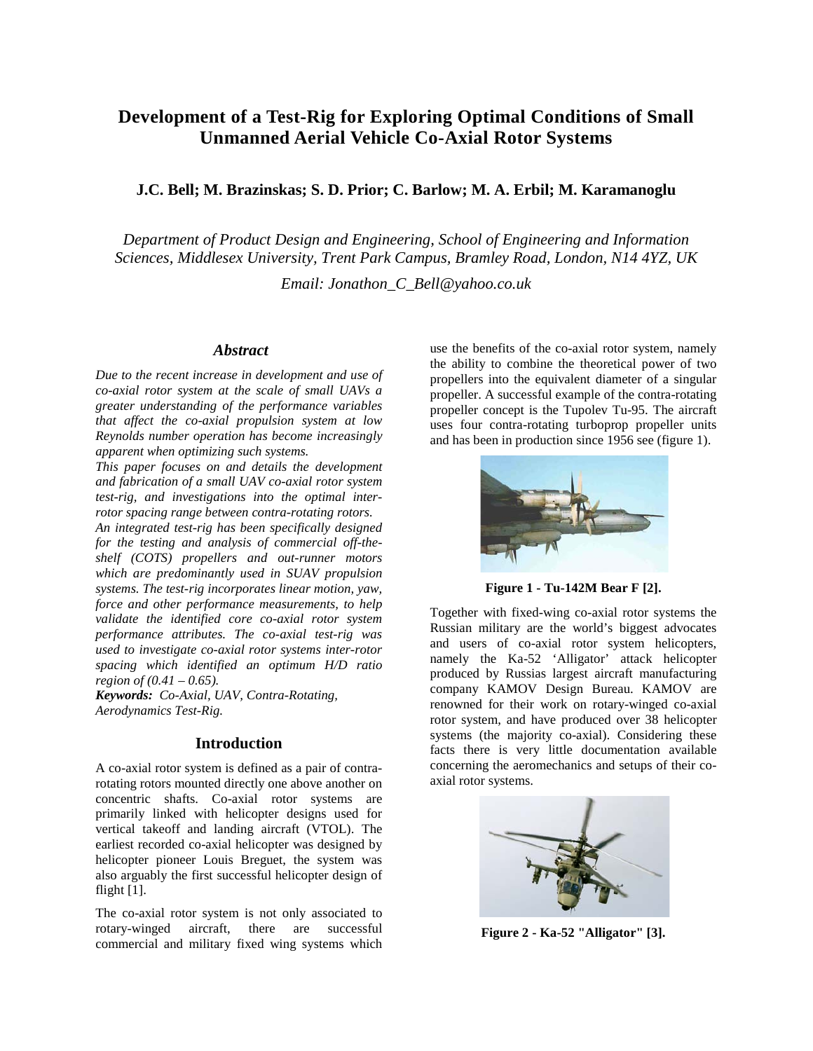# Development of a Test-Rig for Exploring Optimal Conditions of Small Unmanned Aerial Vehicle Co-Axial Rotor Systems

**J.C. Bell; M. Brazinskas; S. D. Prior; C. Barlow; M. A. Erbil; M. Karamanoglu**

*Department of Product Design and Engineering, School of Engineering and Information Sciences, Middlesex University, Trent Park Campus, Bramley Road, London, N14 4YZ, UK*

*Email: Jonathon_C_Bell@yahoo.co.uk*

### *Abstract*

*Due to the recent increase in development and use of co-axial rotor system at the scale of small UAVs a greater understanding of the performance variables that affect the co-axial propulsion system at low Reynolds number operation has become increasingly apparent when optimizing such systems.*

*This paper focuses on and details the development and fabrication of a small UAV co-axial rotor system test-rig, and investigations into the optimal inter-rotor spacing range between contra-rotating rotors.*

*An integrated test-rig has been specifically designed for the testing and analysis of commercial off-the-shelf (COTS) propellers and out-runner motors which are predominantly used in SUAV propulsion systems. The test-rig incorporates linear motion, yaw, force and other performance measurements, to help validate the identified core co-axial rotor system performance attributes. The co-axial test-rig was used to investigate co-axial rotor systems inter-rotor spacing which identified an optimum H/D ratio region of (0.41 – 0.65).*

***Keywords:*** *Co-Axial, UAV, Contra-Rotating, Aerodynamics Test-Rig.*

### Introduction

A co-axial rotor system is defined as a pair of contra-rotating rotors mounted directly one above another on concentric shafts. Co-axial rotor systems are primarily linked with helicopter designs used for vertical takeoff and landing aircraft (VTOL). The earliest recorded co-axial helicopter was designed by helicopter pioneer Louis Breguet, the system was also arguably the first successful helicopter design of flight [1].

The co-axial rotor system is not only associated to rotary-winged aircraft, there are successful commercial and military fixed wing systems which use the benefits of the co-axial rotor system, namely the ability to combine the theoretical power of two propellers into the equivalent diameter of a singular propeller. A successful example of the contra-rotating propeller concept is the Tupolev Tu-95. The aircraft uses four contra-rotating turboprop propeller units and has been in production since 1956 see (figure 1).

**Figure 1 - Tu-142M Bear F [2].**

Together with fixed-wing co-axial rotor systems the Russian military are the world's biggest advocates and users of co-axial rotor system helicopters, namely the Ka-52 'Alligator' attack helicopter produced by Russias largest aircraft manufacturing company KAMOV Design Bureau. KAMOV are renowned for their work on rotary-winged co-axial rotor system, and have produced over 38 helicopter systems (the majority co-axial). Considering these facts there is very little documentation available concerning the aeromechanics and setups of their co-axial rotor systems.

**Figure 2 - Ka-52 "Alligator" [3].**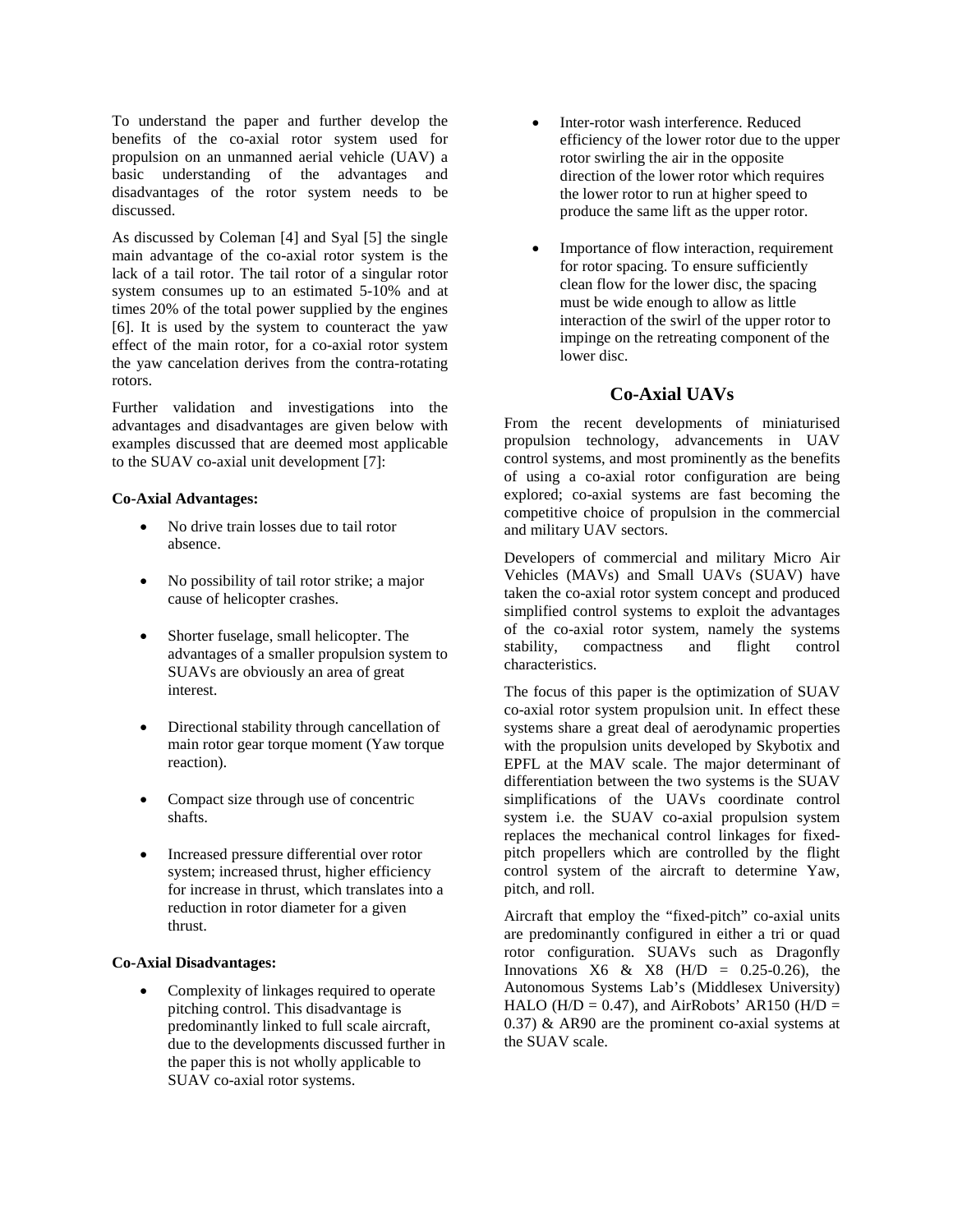To understand the paper and further develop the benefits of the co-axial rotor system used for propulsion on an unmanned aerial vehicle (UAV) a basic understanding of the advantages and disadvantages of the rotor system needs to be discussed.

As discussed by Coleman [4] and Syal [5] the single main advantage of the co-axial rotor system is the lack of a tail rotor. The tail rotor of a singular rotor system consumes up to an estimated 5-10% and at times 20% of the total power supplied by the engines [6]. It is used by the system to counteract the yaw effect of the main rotor, for a co-axial rotor system the yaw cancelation derives from the contra-rotating rotors.

Further validation and investigations into the advantages and disadvantages are given below with examples discussed that are deemed most applicable to the SUAV co-axial unit development [7]:

**Co-Axial Advantages:**

- No drive train losses due to tail rotor absence.
- No possibility of tail rotor strike; a major cause of helicopter crashes.
- Shorter fuselage, small helicopter. The advantages of a smaller propulsion system to SUAVs are obviously an area of great interest.
- Directional stability through cancellation of main rotor gear torque moment (Yaw torque reaction).
- Compact size through use of concentric shafts.
- Increased pressure differential over rotor system; increased thrust, higher efficiency for increase in thrust, which translates into a reduction in rotor diameter for a given thrust.

**Co-Axial Disadvantages:**

- Complexity of linkages required to operate pitching control. This disadvantage is predominantly linked to full scale aircraft, due to the developments discussed further in the paper this is not wholly applicable to SUAV co-axial rotor systems.
- Inter-rotor wash interference. Reduced efficiency of the lower rotor due to the upper rotor swirling the air in the opposite direction of the lower rotor which requires the lower rotor to run at higher speed to produce the same lift as the upper rotor.
- Importance of flow interaction, requirement for rotor spacing. To ensure sufficiently clean flow for the lower disc, the spacing must be wide enough to allow as little interaction of the swirl of the upper rotor to impinge on the retreating component of the lower disc.

## Co-Axial UAVs

From the recent developments of miniaturised propulsion technology, advancements in UAV control systems, and most prominently as the benefits of using a co-axial rotor configuration are being explored; co-axial systems are fast becoming the competitive choice of propulsion in the commercial and military UAV sectors.

Developers of commercial and military Micro Air Vehicles (MAVs) and Small UAVs (SUAV) have taken the co-axial rotor system concept and produced simplified control systems to exploit the advantages of the co-axial rotor system, namely the systems stability, compactness and flight control characteristics.

The focus of this paper is the optimization of SUAV co-axial rotor system propulsion unit. In effect these systems share a great deal of aerodynamic properties with the propulsion units developed by Skybotix and EPFL at the MAV scale. The major determinant of differentiation between the two systems is the SUAV simplifications of the UAVs coordinate control system i.e. the SUAV co-axial propulsion system replaces the mechanical control linkages for fixed-pitch propellers which are controlled by the flight control system of the aircraft to determine Yaw, pitch, and roll.

Aircraft that employ the "fixed-pitch" co-axial units are predominantly configured in either a tri or quad rotor configuration. SUAVs such as Dragonfly Innovations X6 & X8 ($H/D = 0.25$-$0.26$), the Autonomous Systems Lab's (Middlesex University) HALO ($H/D = 0.47$), and AirRobots' AR150 ($H/D = 0.37$) & AR90 are the prominent co-axial systems at the SUAV scale.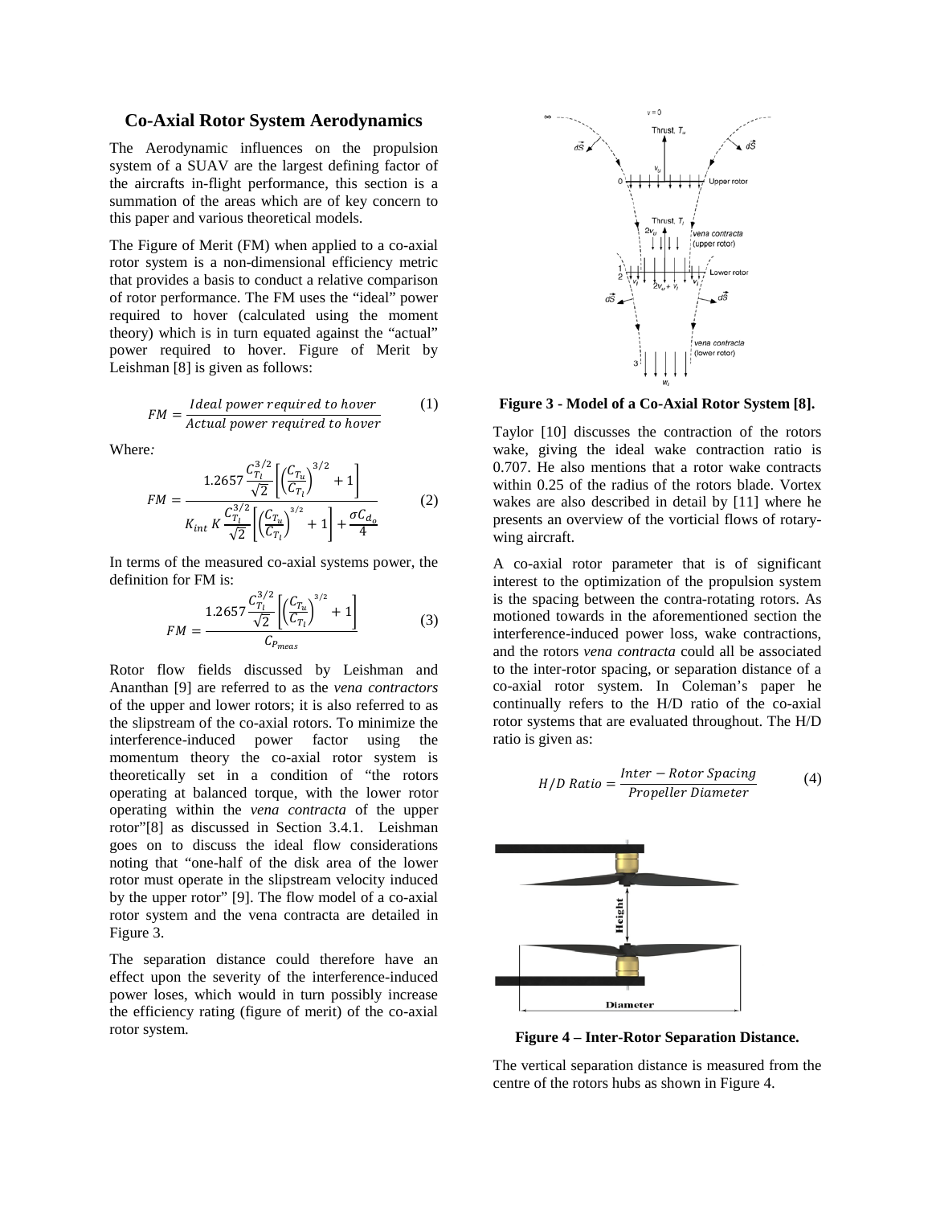## Co-Axial Rotor System Aerodynamics

The Aerodynamic influences on the propulsion system of a SUAV are the largest defining factor of the aircrafts in-flight performance, this section is a summation of the areas which are of key concern to this paper and various theoretical models.

The Figure of Merit (FM) when applied to a co-axial rotor system is a non-dimensional efficiency metric that provides a basis to conduct a relative comparison of rotor performance. The FM uses the "ideal" power required to hover (calculated using the moment theory) which is in turn equated against the "actual" power required to hover. Figure of Merit by Leishman [8] is given as follows:

$$FM = \frac{Ideal\ power\ required\ to\ hover}{Actual\ power\ required\ to\ hover} \tag{1}$$

Where*:*

$$FM = \frac{1.2657 \frac{C_{T_l}^{3/2}}{\sqrt{2}} \left[ \left( \frac{C_{T_u}}{C_{T_l}} \right)^{3/2} + 1 \right]}{K_{int}\, K \frac{C_{T_l}^{3/2}}{\sqrt{2}} \left[ \left( \frac{C_{T_u}}{C_{T_l}} \right)^{3/2} + 1 \right] + \frac{\sigma C_{d_o}}{4}} \tag{2}$$

In terms of the measured co-axial systems power, the definition for FM is:

$$FM = \frac{1.2657 \frac{C_{T_l}^{3/2}}{\sqrt{2}} \left[ \left( \frac{C_{T_u}}{C_{T_l}} \right)^{3/2} + 1 \right]}{C_{P_{meas}}} \tag{3}$$

Rotor flow fields discussed by Leishman and Ananthan [9] are referred to as the *vena contractors* of the upper and lower rotors; it is also referred to as the slipstream of the co-axial rotors. To minimize the interference-induced power factor using the momentum theory the co-axial rotor system is theoretically set in a condition of "the rotors operating at balanced torque, with the lower rotor operating within the *vena contracta* of the upper rotor"[8] as discussed in Section 3.4.1. Leishman goes on to discuss the ideal flow considerations noting that "one-half of the disk area of the lower rotor must operate in the slipstream velocity induced by the upper rotor" [9]. The flow model of a co-axial rotor system and the vena contracta are detailed in Figure 3.

The separation distance could therefore have an effect upon the severity of the interference-induced power loses, which would in turn possibly increase the efficiency rating (figure of merit) of the co-axial rotor system.

**Figure 3 - Model of a Co-Axial Rotor System [8].**

Taylor [10] discusses the contraction of the rotors wake, giving the ideal wake contraction ratio is 0.707. He also mentions that a rotor wake contracts within 0.25 of the radius of the rotors blade. Vortex wakes are also described in detail by [11] where he presents an overview of the vorticial flows of rotary-wing aircraft.

A co-axial rotor parameter that is of significant interest to the optimization of the propulsion system is the spacing between the contra-rotating rotors. As motioned towards in the aforementioned section the interference-induced power loss, wake contractions, and the rotors *vena contracta* could all be associated to the inter-rotor spacing, or separation distance of a co-axial rotor system. In Coleman's paper he continually refers to the H/D ratio of the co-axial rotor systems that are evaluated throughout. The H/D ratio is given as:

$$H/D\ Ratio = \frac{Inter-Rotor\ Spacing}{Propeller\ Diameter} \tag{4}$$

**Figure 4 – Inter-Rotor Separation Distance.**

The vertical separation distance is measured from the centre of the rotors hubs as shown in Figure 4.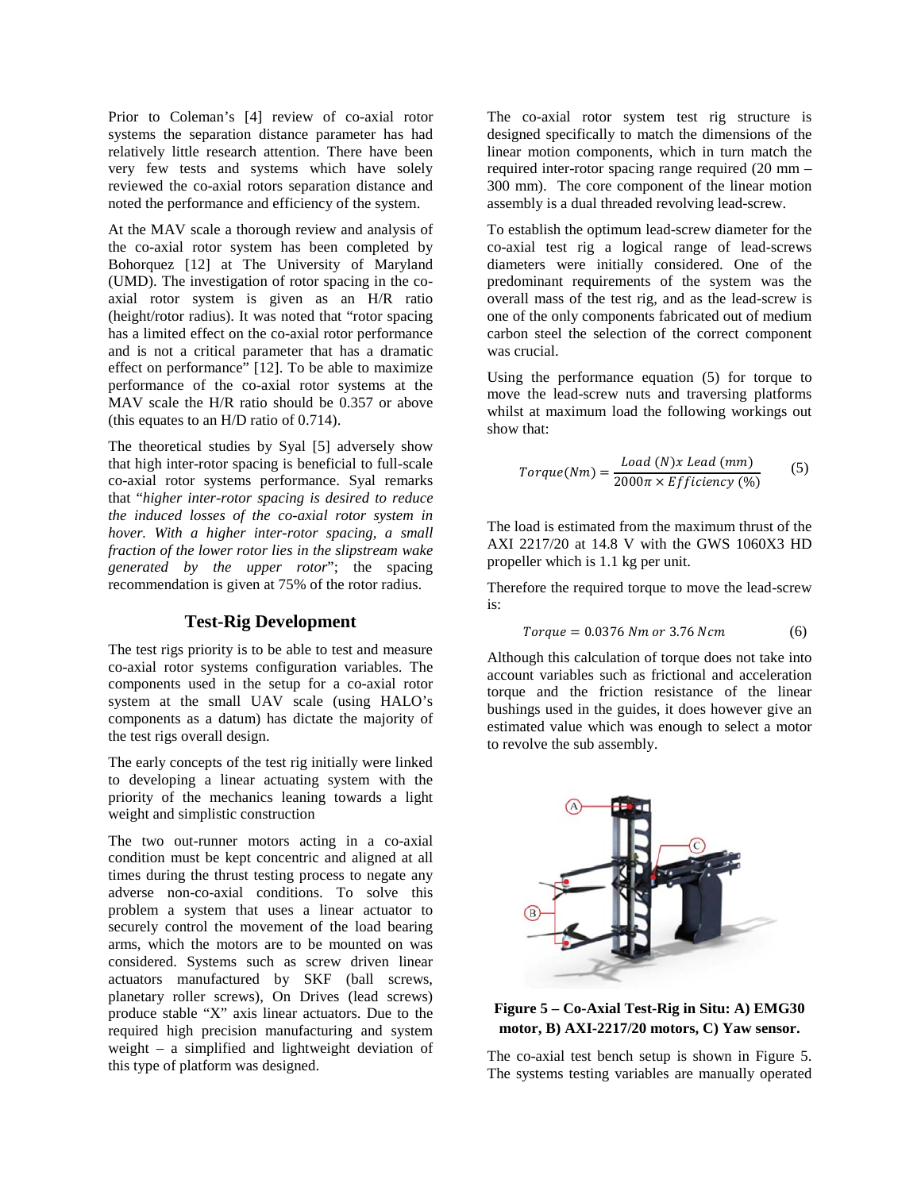Prior to Coleman's [4] review of co-axial rotor systems the separation distance parameter has had relatively little research attention. There have been very few tests and systems which have solely reviewed the co-axial rotors separation distance and noted the performance and efficiency of the system.

At the MAV scale a thorough review and analysis of the co-axial rotor system has been completed by Bohorquez [12] at The University of Maryland (UMD). The investigation of rotor spacing in the co-axial rotor system is given as an H/R ratio (height/rotor radius). It was noted that "rotor spacing has a limited effect on the co-axial rotor performance and is not a critical parameter that has a dramatic effect on performance" [12]. To be able to maximize performance of the co-axial rotor systems at the MAV scale the H/R ratio should be 0.357 or above (this equates to an H/D ratio of 0.714).

The theoretical studies by Syal [5] adversely show that high inter-rotor spacing is beneficial to full-scale co-axial rotor systems performance. Syal remarks that "*higher inter-rotor spacing is desired to reduce the induced losses of the co-axial rotor system in hover. With a higher inter-rotor spacing, a small fraction of the lower rotor lies in the slipstream wake generated by the upper rotor*"; the spacing recommendation is given at 75% of the rotor radius.

## Test-Rig Development

The test rigs priority is to be able to test and measure co-axial rotor systems configuration variables. The components used in the setup for a co-axial rotor system at the small UAV scale (using HALO's components as a datum) has dictate the majority of the test rigs overall design.

The early concepts of the test rig initially were linked to developing a linear actuating system with the priority of the mechanics leaning towards a light weight and simplistic construction

The two out-runner motors acting in a co-axial condition must be kept concentric and aligned at all times during the thrust testing process to negate any adverse non-co-axial conditions. To solve this problem a system that uses a linear actuator to securely control the movement of the load bearing arms, which the motors are to be mounted on was considered. Systems such as screw driven linear actuators manufactured by SKF (ball screws, planetary roller screws), On Drives (lead screws) produce stable "X" axis linear actuators. Due to the required high precision manufacturing and system weight – a simplified and lightweight deviation of this type of platform was designed.

The co-axial rotor system test rig structure is designed specifically to match the dimensions of the linear motion components, which in turn match the required inter-rotor spacing range required (20 mm – 300 mm). The core component of the linear motion assembly is a dual threaded revolving lead-screw.

To establish the optimum lead-screw diameter for the co-axial test rig a logical range of lead-screws diameters were initially considered. One of the predominant requirements of the system was the overall mass of the test rig, and as the lead-screw is one of the only components fabricated out of medium carbon steel the selection of the correct component was crucial.

Using the performance equation (5) for torque to move the lead-screw nuts and traversing platforms whilst at maximum load the following workings out show that:

$$Torque(Nm) = \frac{Load\ (N)x\ Lead\ (mm)}{2000\pi \times Efficiency\ (\%)} \qquad (5)$$

The load is estimated from the maximum thrust of the AXI 2217/20 at 14.8 V with the GWS 1060X3 HD propeller which is 1.1 kg per unit.

Therefore the required torque to move the lead-screw is:

$$Torque = 0.0376\ Nm\ or\ 3.76\ Ncm \qquad (6)$$

Although this calculation of torque does not take into account variables such as frictional and acceleration torque and the friction resistance of the linear bushings used in the guides, it does however give an estimated value which was enough to select a motor to revolve the sub assembly.

**Figure 5 – Co-Axial Test-Rig in Situ: A) EMG30 motor, B) AXI-2217/20 motors, C) Yaw sensor.**

The co-axial test bench setup is shown in Figure 5. The systems testing variables are manually operated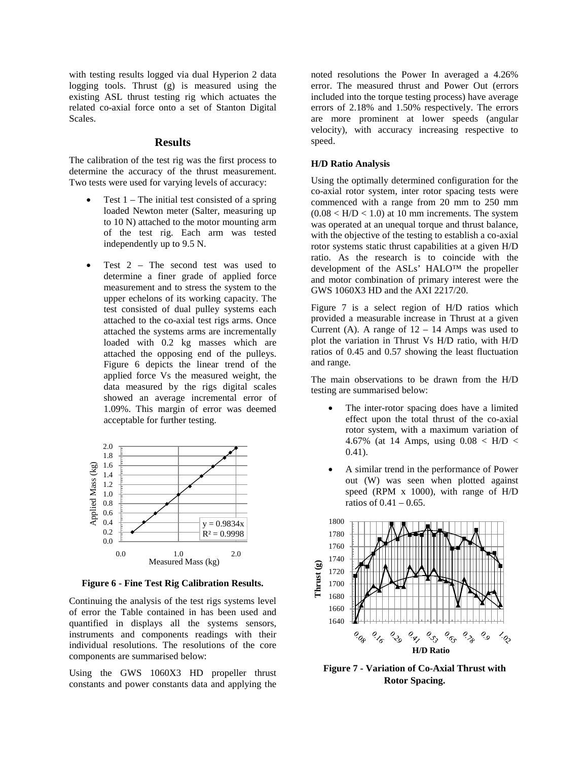with testing results logged via dual Hyperion 2 data logging tools. Thrust (g) is measured using the existing ASL thrust testing rig which actuates the related co-axial force onto a set of Stanton Digital Scales.

## Results

The calibration of the test rig was the first process to determine the accuracy of the thrust measurement. Two tests were used for varying levels of accuracy:

- Test 1 – The initial test consisted of a spring loaded Newton meter (Salter, measuring up to 10 N) attached to the motor mounting arm of the test rig. Each arm was tested independently up to 9.5 N.
- Test 2 – The second test was used to determine a finer grade of applied force measurement and to stress the system to the upper echelons of its working capacity. The test consisted of dual pulley systems each attached to the co-axial test rigs arms. Once attached the systems arms are incrementally loaded with 0.2 kg masses which are attached the opposing end of the pulleys. Figure 6 depicts the linear trend of the applied force Vs the measured weight, the data measured by the rigs digital scales showed an average incremental error of 1.09%. This margin of error was deemed acceptable for further testing.

**Figure 6 - Fine Test Rig Calibration Results.**

Continuing the analysis of the test rigs systems level of error the Table contained in has been used and quantified in displays all the systems sensors, instruments and components readings with their individual resolutions. The resolutions of the core components are summarised below:

Using the GWS 1060X3 HD propeller thrust constants and power constants data and applying the noted resolutions the Power In averaged a 4.26% error. The measured thrust and Power Out (errors included into the torque testing process) have average errors of 2.18% and 1.50% respectively. The errors are more prominent at lower speeds (angular velocity), with accuracy increasing respective to speed.

### H/D Ratio Analysis

Using the optimally determined configuration for the co-axial rotor system, inter rotor spacing tests were commenced with a range from 20 mm to 250 mm ($0.08 < H/D < 1.0$) at 10 mm increments. The system was operated at an unequal torque and thrust balance, with the objective of the testing to establish a co-axial rotor systems static thrust capabilities at a given H/D ratio. As the research is to coincide with the development of the ASLs' HALO™ the propeller and motor combination of primary interest were the GWS 1060X3 HD and the AXI 2217/20.

Figure 7 is a select region of H/D ratios which provided a measurable increase in Thrust at a given Current (A). A range of 12 – 14 Amps was used to plot the variation in Thrust Vs H/D ratio, with H/D ratios of 0.45 and 0.57 showing the least fluctuation and range.

The main observations to be drawn from the H/D testing are summarised below:

- The inter-rotor spacing does have a limited effect upon the total thrust of the co-axial rotor system, with a maximum variation of 4.67% (at 14 Amps, using $0.08 < H/D < 0.41$).
- A similar trend in the performance of Power out (W) was seen when plotted against speed (RPM x 1000), with range of H/D ratios of 0.41 – 0.65.

**Figure 7 - Variation of Co-Axial Thrust with Rotor Spacing.**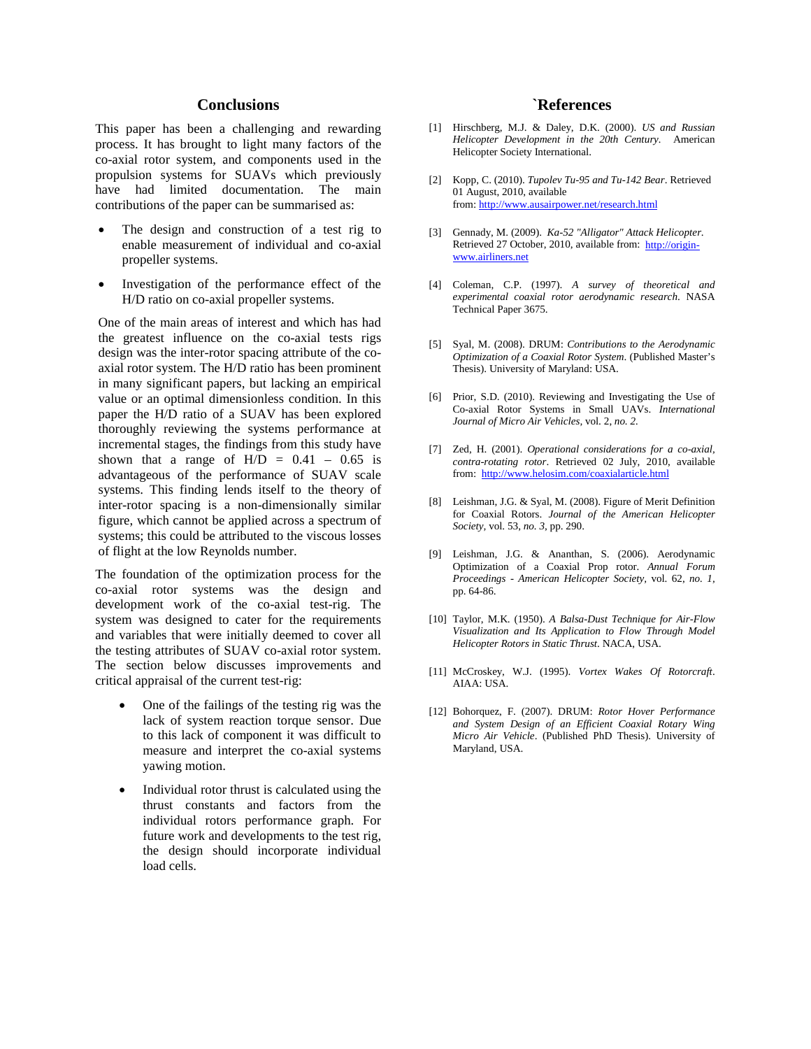## Conclusions

This paper has been a challenging and rewarding process. It has brought to light many factors of the co-axial rotor system, and components used in the propulsion systems for SUAVs which previously have had limited documentation. The main contributions of the paper can be summarised as:

- The design and construction of a test rig to enable measurement of individual and co-axial propeller systems.
- Investigation of the performance effect of the H/D ratio on co-axial propeller systems.

One of the main areas of interest and which has had the greatest influence on the co-axial tests rigs design was the inter-rotor spacing attribute of the co-axial rotor system. The H/D ratio has been prominent in many significant papers, but lacking an empirical value or an optimal dimensionless condition. In this paper the H/D ratio of a SUAV has been explored thoroughly reviewing the systems performance at incremental stages, the findings from this study have shown that a range of H/D = 0.41 – 0.65 is advantageous of the performance of SUAV scale systems. This finding lends itself to the theory of inter-rotor spacing is a non-dimensionally similar figure, which cannot be applied across a spectrum of systems; this could be attributed to the viscous losses of flight at the low Reynolds number.

The foundation of the optimization process for the co-axial rotor systems was the design and development work of the co-axial test-rig. The system was designed to cater for the requirements and variables that were initially deemed to cover all the testing attributes of SUAV co-axial rotor system. The section below discusses improvements and critical appraisal of the current test-rig:

- One of the failings of the testing rig was the lack of system reaction torque sensor. Due to this lack of component it was difficult to measure and interpret the co-axial systems yawing motion.
- Individual rotor thrust is calculated using the thrust constants and factors from the individual rotors performance graph. For future work and developments to the test rig, the design should incorporate individual load cells.

## `References

[1] Hirschberg, M.J. & Daley, D.K. (2000). *US and Russian Helicopter Development in the 20th Century*. American Helicopter Society International.

[2] Kopp, C. (2010). *Tupolev Tu-95 and Tu-142 Bear*. Retrieved 01 August, 2010, available from: http://www.ausairpower.net/research.html

[3] Gennady, M. (2009). *Ka-52 "Alligator" Attack Helicopter*. Retrieved 27 October, 2010, available from: http://origin-www.airliners.net

[4] Coleman, C.P. (1997). *A survey of theoretical and experimental coaxial rotor aerodynamic research*. NASA Technical Paper 3675.

[5] Syal, M. (2008). DRUM: *Contributions to the Aerodynamic Optimization of a Coaxial Rotor System*. (Published Master's Thesis). University of Maryland: USA.

[6] Prior, S.D. (2010). Reviewing and Investigating the Use of Co-axial Rotor Systems in Small UAVs. *International Journal of Micro Air Vehicles,* vol. 2*, no. 2.*

[7] Zed, H. (2001). *Operational considerations for a co-axial, contra-rotating rotor*. Retrieved 02 July, 2010, available from: http://www.helosim.com/coaxialarticle.html

[8] Leishman, J.G. & Syal, M. (2008). Figure of Merit Definition for Coaxial Rotors. *Journal of the American Helicopter Society,* vol. 53*, no. 3*, pp. 290.

[9] Leishman, J.G. & Ananthan, S. (2006). Aerodynamic Optimization of a Coaxial Prop rotor. *Annual Forum Proceedings - American Helicopter Society,* vol. 62*, no. 1*, pp. 64-86.

[10] Taylor, M.K. (1950). *A Balsa-Dust Technique for Air-Flow Visualization and Its Application to Flow Through Model Helicopter Rotors in Static Thrust*. NACA, USA.

[11] McCroskey, W.J. (1995). *Vortex Wakes Of Rotorcraft*. AIAA: USA.

[12] Bohorquez, F. (2007). DRUM: *Rotor Hover Performance and System Design of an Efficient Coaxial Rotary Wing Micro Air Vehicle*. (Published PhD Thesis). University of Maryland, USA.